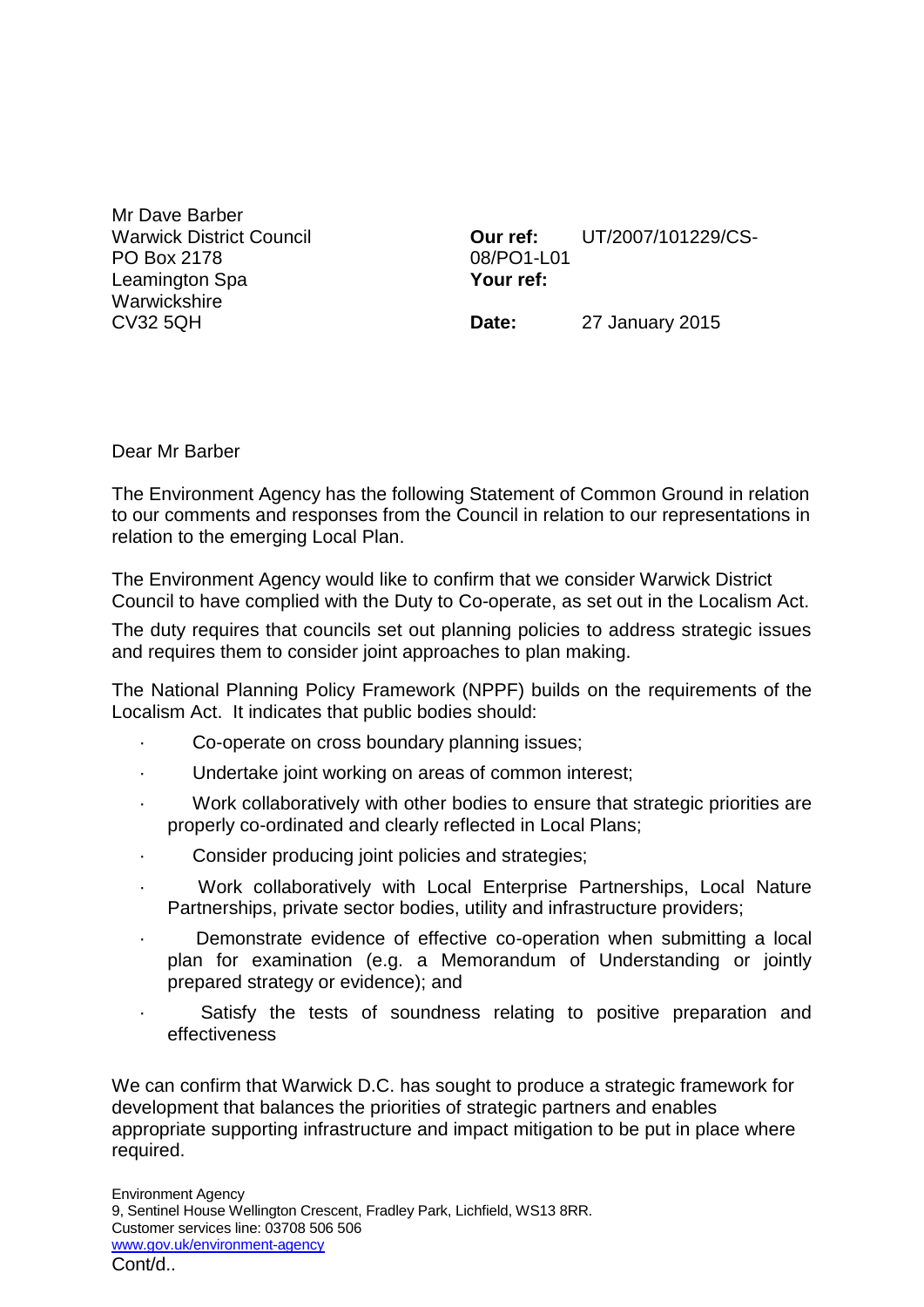Mr Dave Barber
Warwick District Council
PO Box 2178
Leamington Spa
Warwickshire
CV32 5QH

**Our ref:** UT/2007/101229/CS-08/PO1-L01
**Your ref:**

**Date:** 27 January 2015

Dear Mr Barber

The Environment Agency has the following Statement of Common Ground in relation to our comments and responses from the Council in relation to our representations in relation to the emerging Local Plan.

The Environment Agency would like to confirm that we consider Warwick District Council to have complied with the Duty to Co-operate, as set out in the Localism Act.

The duty requires that councils set out planning policies to address strategic issues and requires them to consider joint approaches to plan making.

The National Planning Policy Framework (NPPF) builds on the requirements of the Localism Act. It indicates that public bodies should:

- Co-operate on cross boundary planning issues;
- Undertake joint working on areas of common interest;
- Work collaboratively with other bodies to ensure that strategic priorities are properly co-ordinated and clearly reflected in Local Plans;
- Consider producing joint policies and strategies;
- Work collaboratively with Local Enterprise Partnerships, Local Nature Partnerships, private sector bodies, utility and infrastructure providers;
- Demonstrate evidence of effective co-operation when submitting a local plan for examination (e.g. a Memorandum of Understanding or jointly prepared strategy or evidence); and
- Satisfy the tests of soundness relating to positive preparation and effectiveness

We can confirm that Warwick D.C. has sought to produce a strategic framework for development that balances the priorities of strategic partners and enables appropriate supporting infrastructure and impact mitigation to be put in place where required.

Environment Agency
9, Sentinel House Wellington Crescent, Fradley Park, Lichfield, WS13 8RR.
Customer services line: 03708 506 506
www.gov.uk/environment-agency
Cont/d..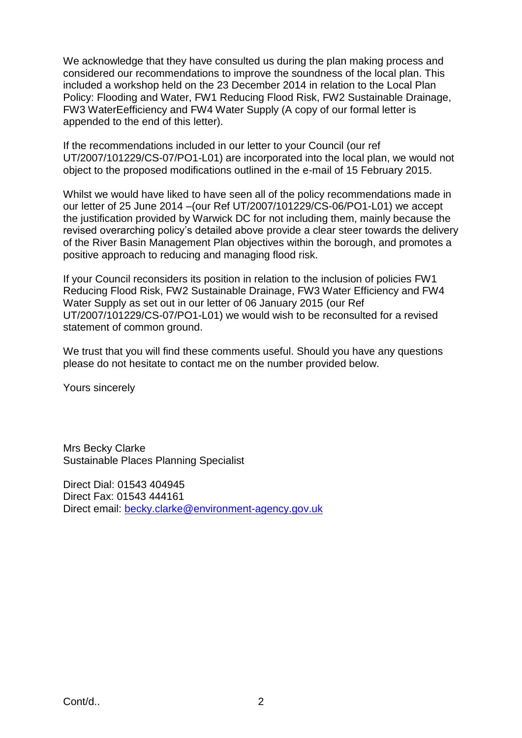We acknowledge that they have consulted us during the plan making process and considered our recommendations to improve the soundness of the local plan. This included a workshop held on the 23 December 2014 in relation to the Local Plan Policy: Flooding and Water, FW1 Reducing Flood Risk, FW2 Sustainable Drainage, FW3 WaterEefficiency and FW4 Water Supply (A copy of our formal letter is appended to the end of this letter).

If the recommendations included in our letter to your Council (our ref UT/2007/101229/CS-07/PO1-L01) are incorporated into the local plan, we would not object to the proposed modifications outlined in the e-mail of 15 February 2015.

Whilst we would have liked to have seen all of the policy recommendations made in our letter of 25 June 2014 –(our Ref UT/2007/101229/CS-06/PO1-L01) we accept the justification provided by Warwick DC for not including them, mainly because the revised overarching policy's detailed above provide a clear steer towards the delivery of the River Basin Management Plan objectives within the borough, and promotes a positive approach to reducing and managing flood risk.

If your Council reconsiders its position in relation to the inclusion of policies FW1 Reducing Flood Risk, FW2 Sustainable Drainage, FW3 Water Efficiency and FW4 Water Supply as set out in our letter of 06 January 2015 (our Ref UT/2007/101229/CS-07/PO1-L01) we would wish to be reconsulted for a revised statement of common ground.

We trust that you will find these comments useful. Should you have any questions please do not hesitate to contact me on the number provided below.

Yours sincerely

Mrs Becky Clarke
Sustainable Places Planning Specialist

Direct Dial: 01543 404945
Direct Fax: 01543 444161
Direct email: becky.clarke@environment-agency.gov.uk

Cont/d..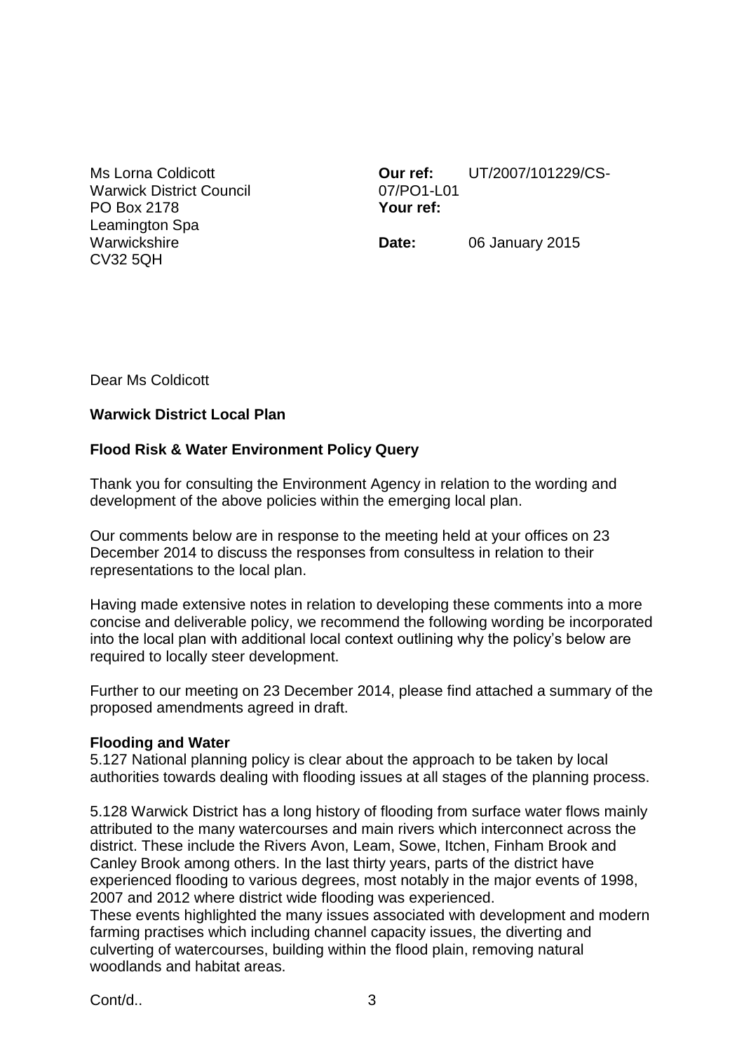Ms Lorna Coldicott
Warwick District Council
PO Box 2178
Leamington Spa
Warwickshire
CV32 5QH

**Our ref:** UT/2007/101229/CS-07/PO1-L01
**Your ref:**

**Date:** 06 January 2015

Dear Ms Coldicott

**Warwick District Local Plan**

**Flood Risk & Water Environment Policy Query**

Thank you for consulting the Environment Agency in relation to the wording and development of the above policies within the emerging local plan.

Our comments below are in response to the meeting held at your offices on 23 December 2014 to discuss the responses from consultess in relation to their representations to the local plan.

Having made extensive notes in relation to developing these comments into a more concise and deliverable policy, we recommend the following wording be incorporated into the local plan with additional local context outlining why the policy's below are required to locally steer development.

Further to our meeting on 23 December 2014, please find attached a summary of the proposed amendments agreed in draft.

**Flooding and Water**

5.127 National planning policy is clear about the approach to be taken by local authorities towards dealing with flooding issues at all stages of the planning process.

5.128 Warwick District has a long history of flooding from surface water flows mainly attributed to the many watercourses and main rivers which interconnect across the district. These include the Rivers Avon, Leam, Sowe, Itchen, Finham Brook and Canley Brook among others. In the last thirty years, parts of the district have experienced flooding to various degrees, most notably in the major events of 1998, 2007 and 2012 where district wide flooding was experienced.
These events highlighted the many issues associated with development and modern farming practises which including channel capacity issues, the diverting and culverting of watercourses, building within the flood plain, removing natural woodlands and habitat areas.

Cont/d..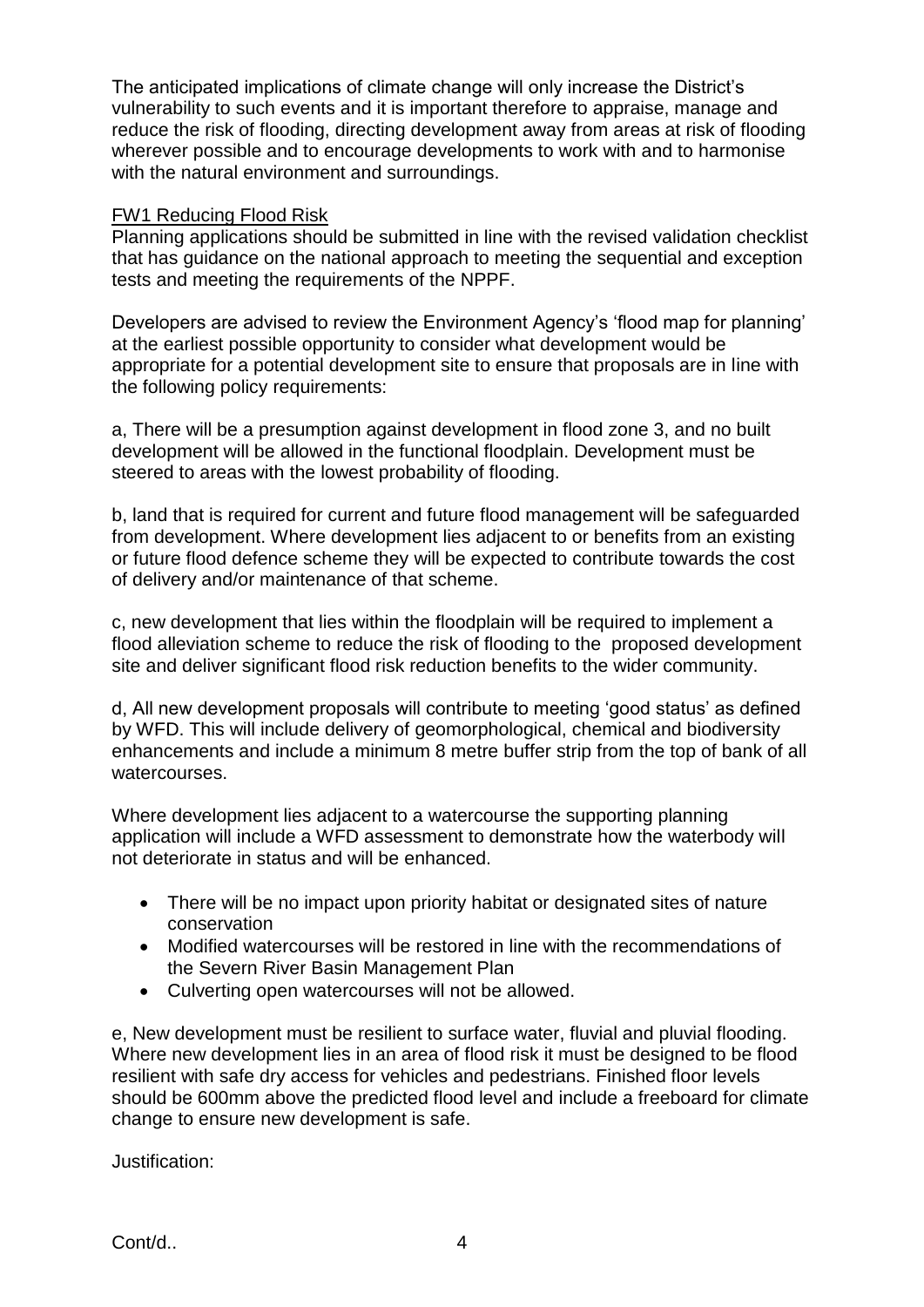The anticipated implications of climate change will only increase the District's vulnerability to such events and it is important therefore to appraise, manage and reduce the risk of flooding, directing development away from areas at risk of flooding wherever possible and to encourage developments to work with and to harmonise with the natural environment and surroundings.

## FW1 Reducing Flood Risk

Planning applications should be submitted in line with the revised validation checklist that has guidance on the national approach to meeting the sequential and exception tests and meeting the requirements of the NPPF.

Developers are advised to review the Environment Agency's 'flood map for planning' at the earliest possible opportunity to consider what development would be appropriate for a potential development site to ensure that proposals are in line with the following policy requirements:

a, There will be a presumption against development in flood zone 3, and no built development will be allowed in the functional floodplain. Development must be steered to areas with the lowest probability of flooding.

b, land that is required for current and future flood management will be safeguarded from development. Where development lies adjacent to or benefits from an existing or future flood defence scheme they will be expected to contribute towards the cost of delivery and/or maintenance of that scheme.

c, new development that lies within the floodplain will be required to implement a flood alleviation scheme to reduce the risk of flooding to the proposed development site and deliver significant flood risk reduction benefits to the wider community.

d, All new development proposals will contribute to meeting 'good status' as defined by WFD. This will include delivery of geomorphological, chemical and biodiversity enhancements and include a minimum 8 metre buffer strip from the top of bank of all watercourses.

Where development lies adjacent to a watercourse the supporting planning application will include a WFD assessment to demonstrate how the waterbody will not deteriorate in status and will be enhanced.

- There will be no impact upon priority habitat or designated sites of nature conservation
- Modified watercourses will be restored in line with the recommendations of the Severn River Basin Management Plan
- Culverting open watercourses will not be allowed.

e, New development must be resilient to surface water, fluvial and pluvial flooding. Where new development lies in an area of flood risk it must be designed to be flood resilient with safe dry access for vehicles and pedestrians. Finished floor levels should be 600mm above the predicted flood level and include a freeboard for climate change to ensure new development is safe.

Justification:

Cont/d..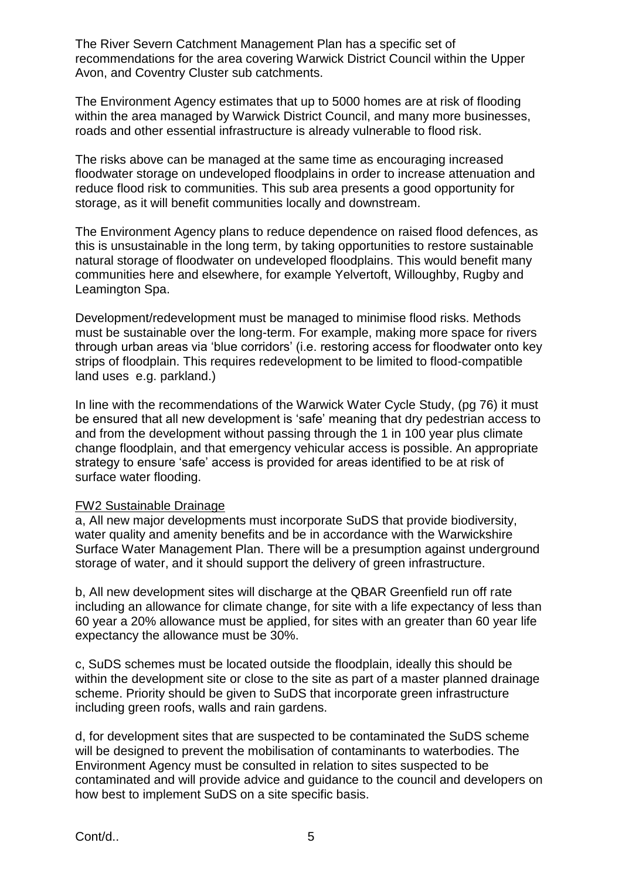The River Severn Catchment Management Plan has a specific set of recommendations for the area covering Warwick District Council within the Upper Avon, and Coventry Cluster sub catchments.

The Environment Agency estimates that up to 5000 homes are at risk of flooding within the area managed by Warwick District Council, and many more businesses, roads and other essential infrastructure is already vulnerable to flood risk.

The risks above can be managed at the same time as encouraging increased floodwater storage on undeveloped floodplains in order to increase attenuation and reduce flood risk to communities. This sub area presents a good opportunity for storage, as it will benefit communities locally and downstream.

The Environment Agency plans to reduce dependence on raised flood defences, as this is unsustainable in the long term, by taking opportunities to restore sustainable natural storage of floodwater on undeveloped floodplains. This would benefit many communities here and elsewhere, for example Yelvertoft, Willoughby, Rugby and Leamington Spa.

Development/redevelopment must be managed to minimise flood risks. Methods must be sustainable over the long-term. For example, making more space for rivers through urban areas via 'blue corridors' (i.e. restoring access for floodwater onto key strips of floodplain. This requires redevelopment to be limited to flood-compatible land uses e.g. parkland.)

In line with the recommendations of the Warwick Water Cycle Study, (pg 76) it must be ensured that all new development is 'safe' meaning that dry pedestrian access to and from the development without passing through the 1 in 100 year plus climate change floodplain, and that emergency vehicular access is possible. An appropriate strategy to ensure 'safe' access is provided for areas identified to be at risk of surface water flooding.

<u>FW2 Sustainable Drainage</u>

a, All new major developments must incorporate SuDS that provide biodiversity, water quality and amenity benefits and be in accordance with the Warwickshire Surface Water Management Plan. There will be a presumption against underground storage of water, and it should support the delivery of green infrastructure.

b, All new development sites will discharge at the QBAR Greenfield run off rate including an allowance for climate change, for site with a life expectancy of less than 60 year a 20% allowance must be applied, for sites with an greater than 60 year life expectancy the allowance must be 30%.

c, SuDS schemes must be located outside the floodplain, ideally this should be within the development site or close to the site as part of a master planned drainage scheme. Priority should be given to SuDS that incorporate green infrastructure including green roofs, walls and rain gardens.

d, for development sites that are suspected to be contaminated the SuDS scheme will be designed to prevent the mobilisation of contaminants to waterbodies. The Environment Agency must be consulted in relation to sites suspected to be contaminated and will provide advice and guidance to the council and developers on how best to implement SuDS on a site specific basis.

Cont/d..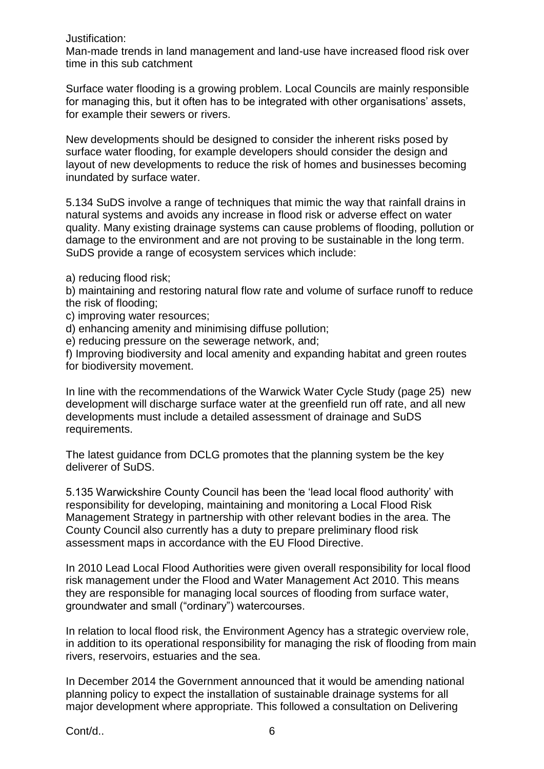Justification:
Man-made trends in land management and land-use have increased flood risk over time in this sub catchment

Surface water flooding is a growing problem. Local Councils are mainly responsible for managing this, but it often has to be integrated with other organisations' assets, for example their sewers or rivers.

New developments should be designed to consider the inherent risks posed by surface water flooding, for example developers should consider the design and layout of new developments to reduce the risk of homes and businesses becoming inundated by surface water.

5.134 SuDS involve a range of techniques that mimic the way that rainfall drains in natural systems and avoids any increase in flood risk or adverse effect on water quality. Many existing drainage systems can cause problems of flooding, pollution or damage to the environment and are not proving to be sustainable in the long term. SuDS provide a range of ecosystem services which include:

a) reducing flood risk;
b) maintaining and restoring natural flow rate and volume of surface runoff to reduce the risk of flooding;
c) improving water resources;
d) enhancing amenity and minimising diffuse pollution;
e) reducing pressure on the sewerage network, and;
f) Improving biodiversity and local amenity and expanding habitat and green routes for biodiversity movement.

In line with the recommendations of the Warwick Water Cycle Study (page 25) new development will discharge surface water at the greenfield run off rate, and all new developments must include a detailed assessment of drainage and SuDS requirements.

The latest guidance from DCLG promotes that the planning system be the key deliverer of SuDS.

5.135 Warwickshire County Council has been the 'lead local flood authority' with responsibility for developing, maintaining and monitoring a Local Flood Risk Management Strategy in partnership with other relevant bodies in the area. The County Council also currently has a duty to prepare preliminary flood risk assessment maps in accordance with the EU Flood Directive.

In 2010 Lead Local Flood Authorities were given overall responsibility for local flood risk management under the Flood and Water Management Act 2010. This means they are responsible for managing local sources of flooding from surface water, groundwater and small ("ordinary") watercourses.

In relation to local flood risk, the Environment Agency has a strategic overview role, in addition to its operational responsibility for managing the risk of flooding from main rivers, reservoirs, estuaries and the sea.

In December 2014 the Government announced that it would be amending national planning policy to expect the installation of sustainable drainage systems for all major development where appropriate. This followed a consultation on Delivering

Cont/d..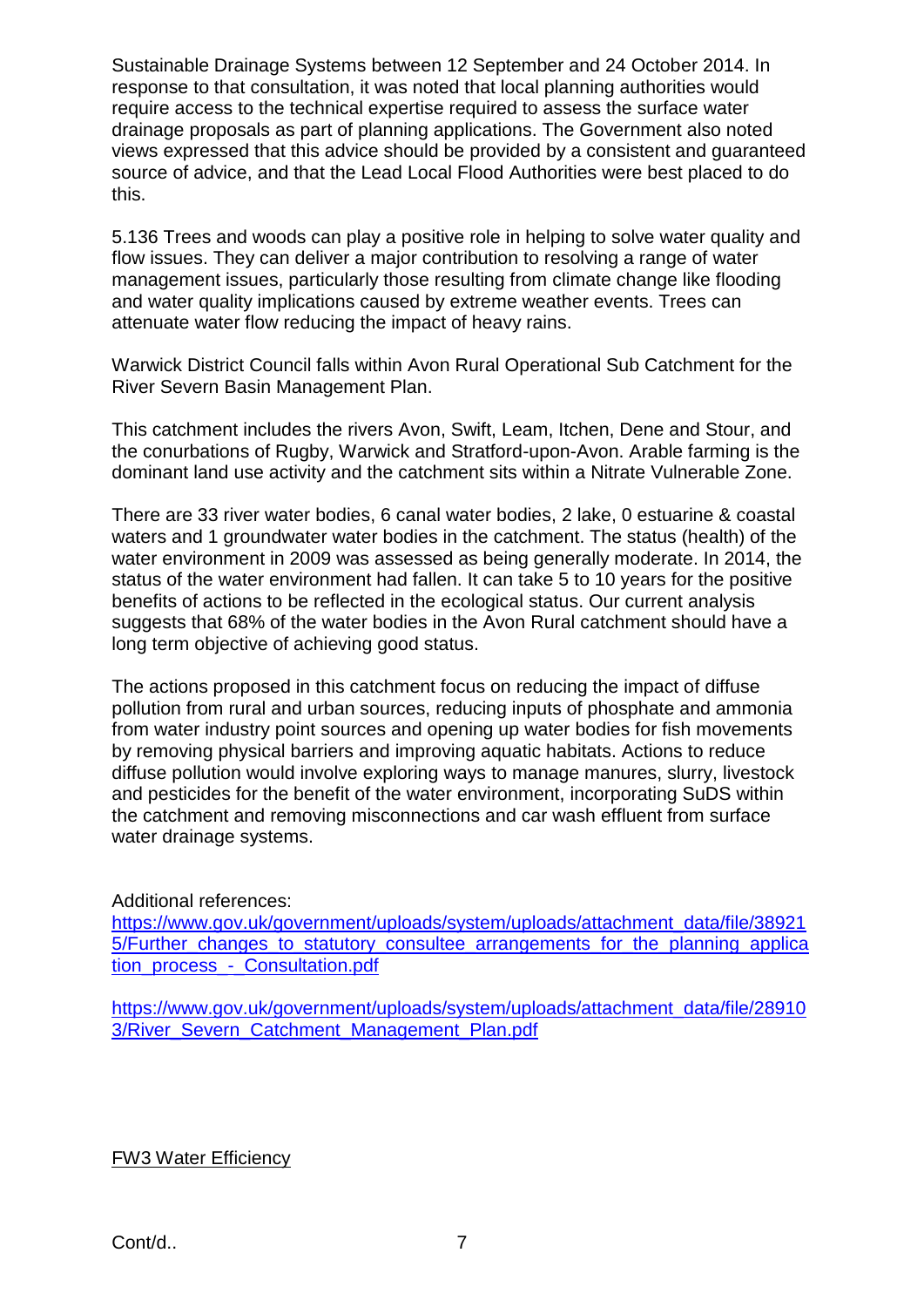Sustainable Drainage Systems between 12 September and 24 October 2014. In response to that consultation, it was noted that local planning authorities would require access to the technical expertise required to assess the surface water drainage proposals as part of planning applications. The Government also noted views expressed that this advice should be provided by a consistent and guaranteed source of advice, and that the Lead Local Flood Authorities were best placed to do this.

5.136 Trees and woods can play a positive role in helping to solve water quality and flow issues. They can deliver a major contribution to resolving a range of water management issues, particularly those resulting from climate change like flooding and water quality implications caused by extreme weather events. Trees can attenuate water flow reducing the impact of heavy rains.

Warwick District Council falls within Avon Rural Operational Sub Catchment for the River Severn Basin Management Plan.

This catchment includes the rivers Avon, Swift, Leam, Itchen, Dene and Stour, and the conurbations of Rugby, Warwick and Stratford-upon-Avon. Arable farming is the dominant land use activity and the catchment sits within a Nitrate Vulnerable Zone.

There are 33 river water bodies, 6 canal water bodies, 2 lake, 0 estuarine & coastal waters and 1 groundwater water bodies in the catchment. The status (health) of the water environment in 2009 was assessed as being generally moderate. In 2014, the status of the water environment had fallen. It can take 5 to 10 years for the positive benefits of actions to be reflected in the ecological status. Our current analysis suggests that 68% of the water bodies in the Avon Rural catchment should have a long term objective of achieving good status.

The actions proposed in this catchment focus on reducing the impact of diffuse pollution from rural and urban sources, reducing inputs of phosphate and ammonia from water industry point sources and opening up water bodies for fish movements by removing physical barriers and improving aquatic habitats. Actions to reduce diffuse pollution would involve exploring ways to manage manures, slurry, livestock and pesticides for the benefit of the water environment, incorporating SuDS within the catchment and removing misconnections and car wash effluent from surface water drainage systems.

Additional references:
https://www.gov.uk/government/uploads/system/uploads/attachment_data/file/389215/Further_changes_to_statutory_consultee_arrangements_for_the_planning_application_process_-_Consultation.pdf

https://www.gov.uk/government/uploads/system/uploads/attachment_data/file/289103/River_Severn_Catchment_Management_Plan.pdf

FW3 Water Efficiency

Cont/d..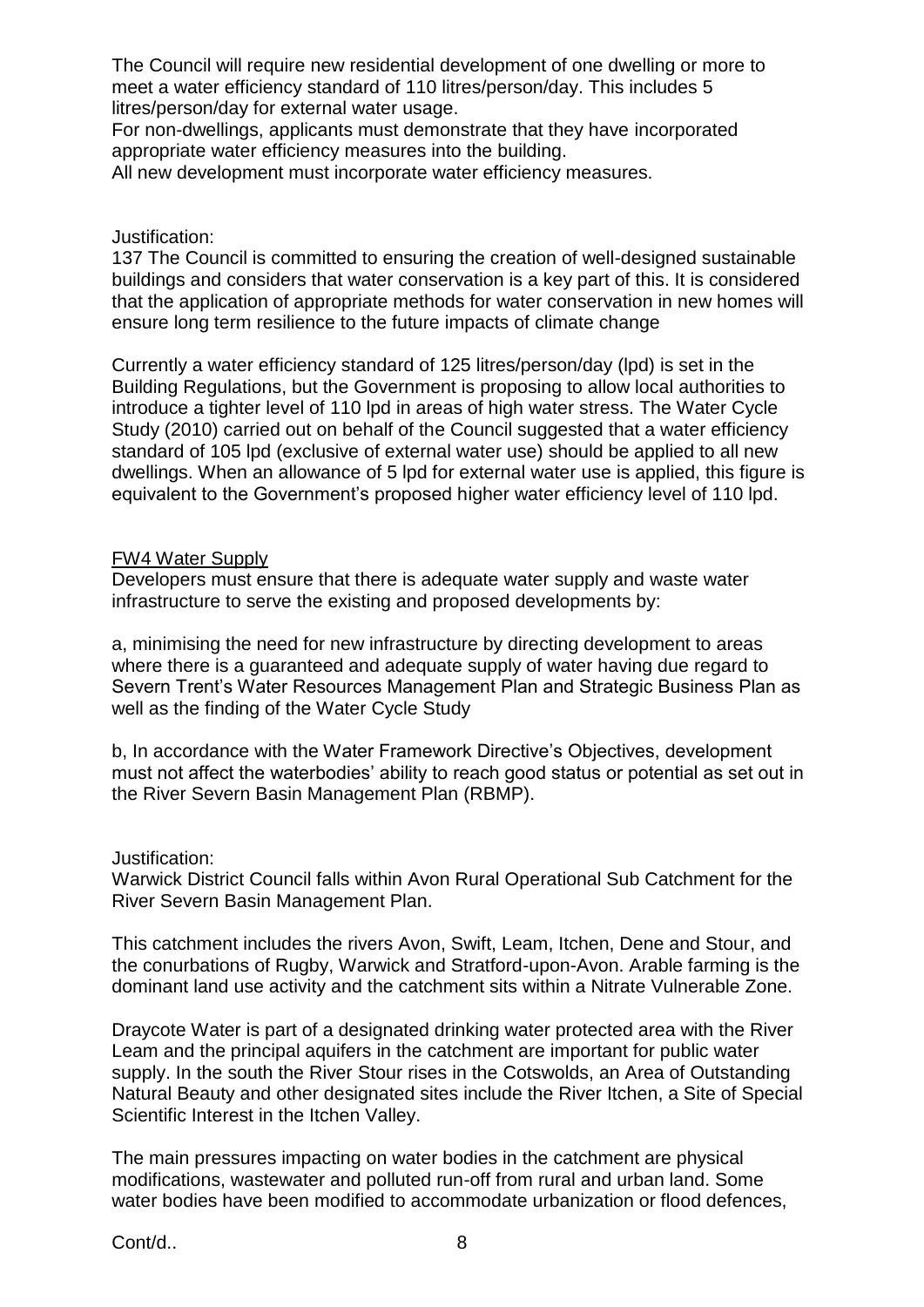The Council will require new residential development of one dwelling or more to meet a water efficiency standard of 110 litres/person/day. This includes 5 litres/person/day for external water usage.
For non-dwellings, applicants must demonstrate that they have incorporated appropriate water efficiency measures into the building.
All new development must incorporate water efficiency measures.

Justification:
137 The Council is committed to ensuring the creation of well-designed sustainable buildings and considers that water conservation is a key part of this. It is considered that the application of appropriate methods for water conservation in new homes will ensure long term resilience to the future impacts of climate change

Currently a water efficiency standard of 125 litres/person/day (lpd) is set in the Building Regulations, but the Government is proposing to allow local authorities to introduce a tighter level of 110 lpd in areas of high water stress. The Water Cycle Study (2010) carried out on behalf of the Council suggested that a water efficiency standard of 105 lpd (exclusive of external water use) should be applied to all new dwellings. When an allowance of 5 lpd for external water use is applied, this figure is equivalent to the Government's proposed higher water efficiency level of 110 lpd.

<u>FW4 Water Supply</u>
Developers must ensure that there is adequate water supply and waste water infrastructure to serve the existing and proposed developments by:

a, minimising the need for new infrastructure by directing development to areas where there is a guaranteed and adequate supply of water having due regard to Severn Trent's Water Resources Management Plan and Strategic Business Plan as well as the finding of the Water Cycle Study

b, In accordance with the Water Framework Directive's Objectives, development must not affect the waterbodies' ability to reach good status or potential as set out in the River Severn Basin Management Plan (RBMP).

Justification:
Warwick District Council falls within Avon Rural Operational Sub Catchment for the River Severn Basin Management Plan.

This catchment includes the rivers Avon, Swift, Leam, Itchen, Dene and Stour, and the conurbations of Rugby, Warwick and Stratford-upon-Avon. Arable farming is the dominant land use activity and the catchment sits within a Nitrate Vulnerable Zone.

Draycote Water is part of a designated drinking water protected area with the River Leam and the principal aquifers in the catchment are important for public water supply. In the south the River Stour rises in the Cotswolds, an Area of Outstanding Natural Beauty and other designated sites include the River Itchen, a Site of Special Scientific Interest in the Itchen Valley.

The main pressures impacting on water bodies in the catchment are physical modifications, wastewater and polluted run-off from rural and urban land. Some water bodies have been modified to accommodate urbanization or flood defences,

Cont/d..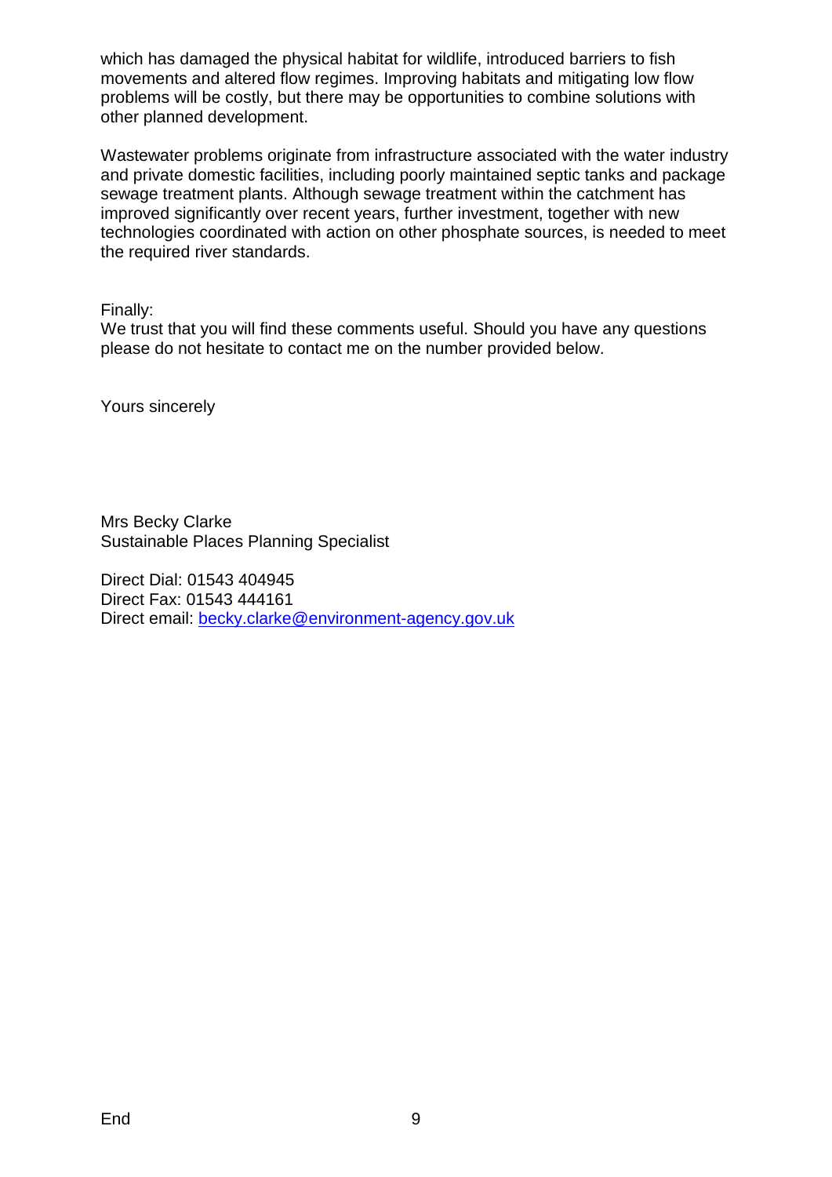which has damaged the physical habitat for wildlife, introduced barriers to fish movements and altered flow regimes. Improving habitats and mitigating low flow problems will be costly, but there may be opportunities to combine solutions with other planned development.

Wastewater problems originate from infrastructure associated with the water industry and private domestic facilities, including poorly maintained septic tanks and package sewage treatment plants. Although sewage treatment within the catchment has improved significantly over recent years, further investment, together with new technologies coordinated with action on other phosphate sources, is needed to meet the required river standards.

Finally:
We trust that you will find these comments useful. Should you have any questions please do not hesitate to contact me on the number provided below.

Yours sincerely

Mrs Becky Clarke
Sustainable Places Planning Specialist

Direct Dial: 01543 404945
Direct Fax: 01543 444161
Direct email: becky.clarke@environment-agency.gov.uk

End